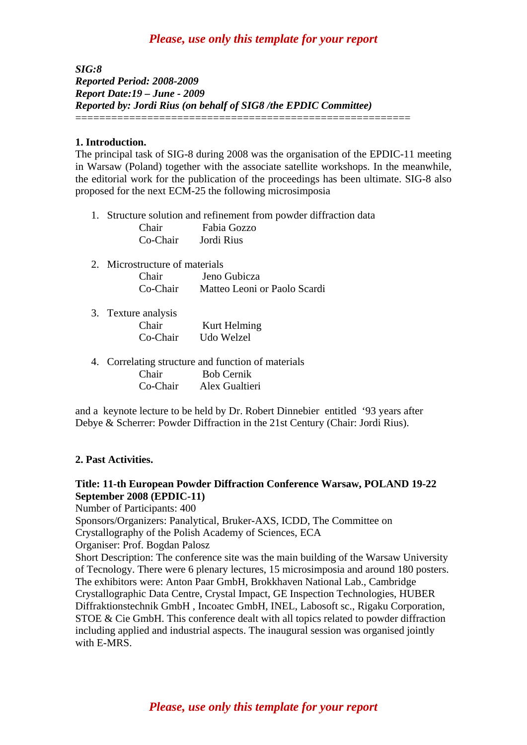*SIG:8*
*Reported Period: 2008-2009*
*Report Date:19 – June - 2009*
*Reported by: Jordi Rius (on behalf of SIG8 /the EPDIC Committee)*

=======================================================

**1. Introduction.**

The principal task of SIG-8 during 2008 was the organisation of the EPDIC-11 meeting in Warsaw (Poland) together with the associate satellite workshops. In the meanwhile, the editorial work for the publication of the proceedings has been ultimate. SIG-8 also proposed for the next ECM-25 the following microsimposia

1. Structure solution and refinement from powder diffraction data
   Chair Fabia Gozzo
   Co-Chair Jordi Rius

2. Microstructure of materials
   Chair Jeno Gubicza
   Co-Chair Matteo Leoni or Paolo Scardi

3. Texture analysis
   Chair Kurt Helming
   Co-Chair Udo Welzel

4. Correlating structure and function of materials
   Chair Bob Cernik
   Co-Chair Alex Gualtieri

and a keynote lecture to be held by Dr. Robert Dinnebier entitled '93 years after Debye & Scherrer: Powder Diffraction in the 21st Century (Chair: Jordi Rius).

**2. Past Activities.**

**Title: 11-th European Powder Diffraction Conference Warsaw, POLAND 19-22 September 2008 (EPDIC-11)**

Number of Participants: 400
Sponsors/Organizers: Panalytical, Bruker-AXS, ICDD, The Committee on Crystallography of the Polish Academy of Sciences, ECA
Organiser: Prof. Bogdan Palosz
Short Description: The conference site was the main building of the Warsaw University of Tecnology. There were 6 plenary lectures, 15 microsimposia and around 180 posters. The exhibitors were: Anton Paar GmbH, Brokkhaven National Lab., Cambridge Crystallographic Data Centre, Crystal Impact, GE Inspection Technologies, HUBER Diffraktionstechnik GmbH , Incoatec GmbH, INEL, Labosoft sc., Rigaku Corporation, STOE & Cie GmbH. This conference dealt with all topics related to powder diffraction including applied and industrial aspects. The inaugural session was organised jointly with E-MRS.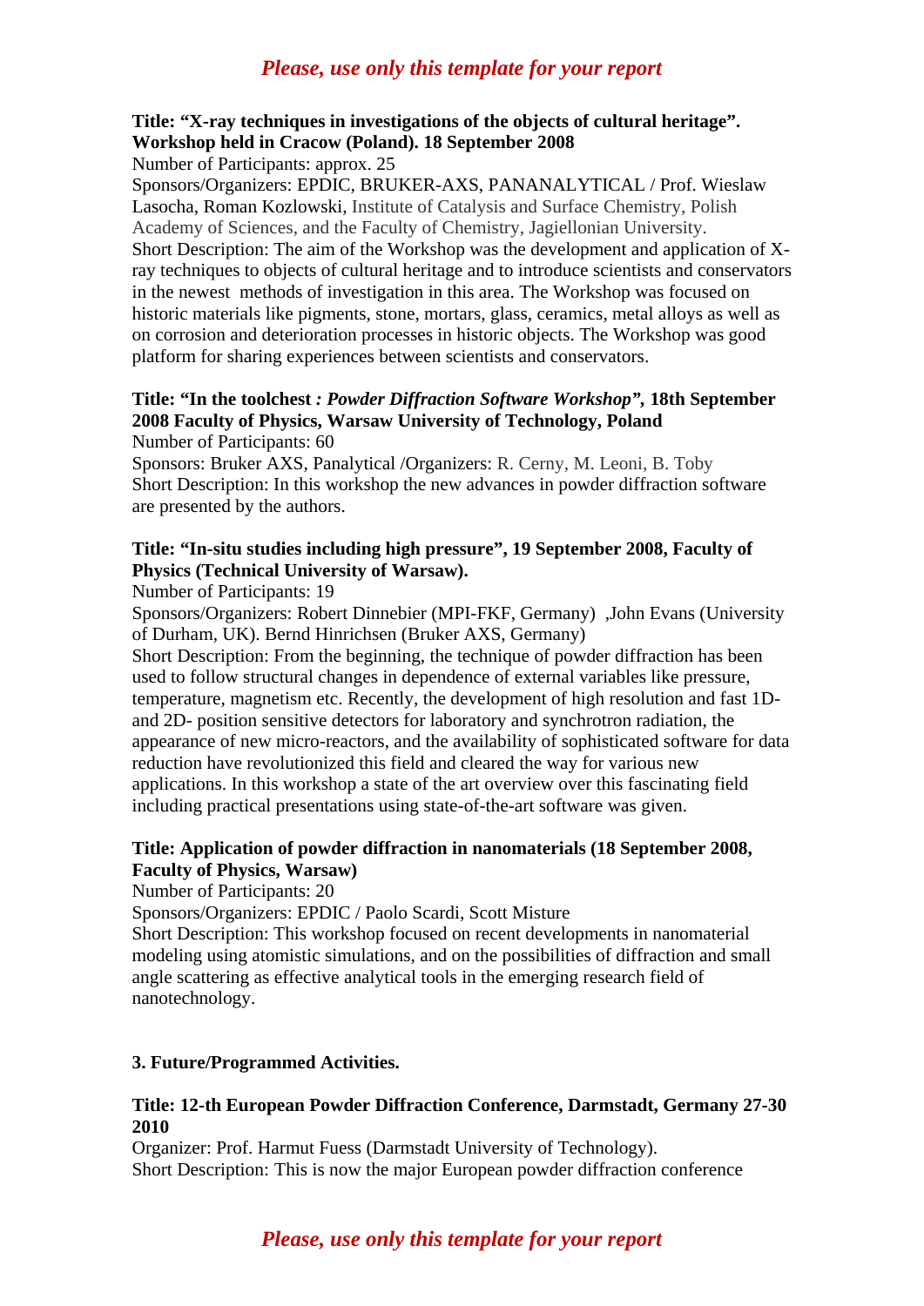**Title: "X-ray techniques in investigations of the objects of cultural heritage". Workshop held in Cracow (Poland). 18 September 2008**

Number of Participants: approx. 25

Sponsors/Organizers: EPDIC, BRUKER-AXS, PANANALYTICAL / Prof. Wieslaw Lasocha, Roman Kozlowski, Institute of Catalysis and Surface Chemistry, Polish Academy of Sciences, and the Faculty of Chemistry, Jagiellonian University.

Short Description: The aim of the Workshop was the development and application of X-ray techniques to objects of cultural heritage and to introduce scientists and conservators in the newest methods of investigation in this area. The Workshop was focused on historic materials like pigments, stone, mortars, glass, ceramics, metal alloys as well as on corrosion and deterioration processes in historic objects. The Workshop was good platform for sharing experiences between scientists and conservators.

**Title: "In the toolchest *: Powder Diffraction Software Workshop*", 18th September 2008 Faculty of Physics, Warsaw University of Technology, Poland**

Number of Participants: 60

Sponsors: Bruker AXS, Panalytical /Organizers: R. Cerny, M. Leoni, B. Toby

Short Description: In this workshop the new advances in powder diffraction software are presented by the authors.

**Title: "In-situ studies including high pressure", 19 September 2008, Faculty of Physics (Technical University of Warsaw).**

Number of Participants: 19

Sponsors/Organizers: Robert Dinnebier (MPI-FKF, Germany) ,John Evans (University of Durham, UK). Bernd Hinrichsen (Bruker AXS, Germany)

Short Description: From the beginning, the technique of powder diffraction has been used to follow structural changes in dependence of external variables like pressure, temperature, magnetism etc. Recently, the development of high resolution and fast 1D- and 2D- position sensitive detectors for laboratory and synchrotron radiation, the appearance of new micro-reactors, and the availability of sophisticated software for data reduction have revolutionized this field and cleared the way for various new applications. In this workshop a state of the art overview over this fascinating field including practical presentations using state-of-the-art software was given.

**Title: Application of powder diffraction in nanomaterials (18 September 2008, Faculty of Physics, Warsaw)**

Number of Participants: 20

Sponsors/Organizers: EPDIC / Paolo Scardi, Scott Misture

Short Description: This workshop focused on recent developments in nanomaterial modeling using atomistic simulations, and on the possibilities of diffraction and small angle scattering as effective analytical tools in the emerging research field of nanotechnology.

**3. Future/Programmed Activities.**

**Title: 12-th European Powder Diffraction Conference, Darmstadt, Germany 27-30 2010**

Organizer: Prof. Harmut Fuess (Darmstadt University of Technology).

Short Description: This is now the major European powder diffraction conference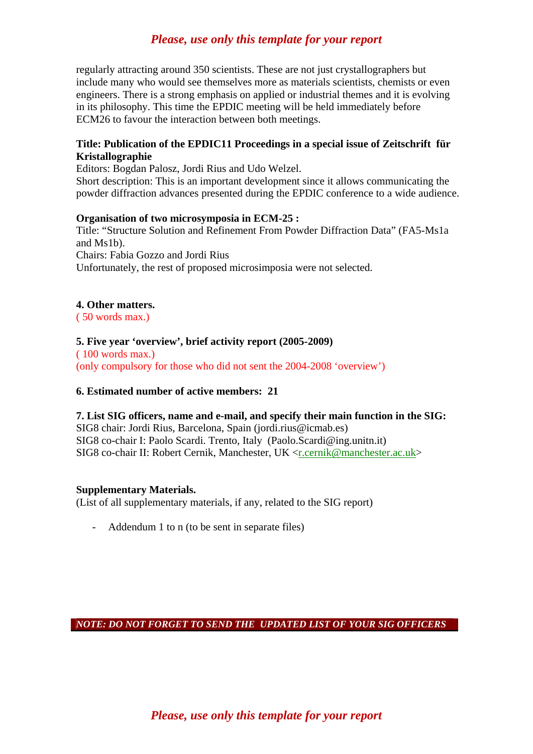regularly attracting around 350 scientists. These are not just crystallographers but include many who would see themselves more as materials scientists, chemists or even engineers. There is a strong emphasis on applied or industrial themes and it is evolving in its philosophy. This time the EPDIC meeting will be held immediately before ECM26 to favour the interaction between both meetings.

**Title: Publication of the EPDIC11 Proceedings in a special issue of Zeitschrift für Kristallographie**
Editors: Bogdan Palosz, Jordi Rius and Udo Welzel.
Short description: This is an important development since it allows communicating the powder diffraction advances presented during the EPDIC conference to a wide audience.

**Organisation of two microsymposia in ECM-25 :**
Title: "Structure Solution and Refinement From Powder Diffraction Data" (FA5-Ms1a and Ms1b).
Chairs: Fabia Gozzo and Jordi Rius
Unfortunately, the rest of proposed microsimposia were not selected.

**4. Other matters.**
( 50 words max.)

**5. Five year 'overview', brief activity report (2005-2009)**
( 100 words max.)
(only compulsory for those who did not sent the 2004-2008 'overview')

**6. Estimated number of active members: 21**

**7. List SIG officers, name and e-mail, and specify their main function in the SIG:**
SIG8 chair: Jordi Rius, Barcelona, Spain (jordi.rius@icmab.es)
SIG8 co-chair I: Paolo Scardi. Trento, Italy (Paolo.Scardi@ing.unitn.it)
SIG8 co-chair II: Robert Cernik, Manchester, UK <r.cernik@manchester.ac.uk>

**Supplementary Materials.**
(List of all supplementary materials, if any, related to the SIG report)

- Addendum 1 to n (to be sent in separate files)

***NOTE: DO NOT FORGET TO SEND THE UPDATED LIST OF YOUR SIG OFFICERS***